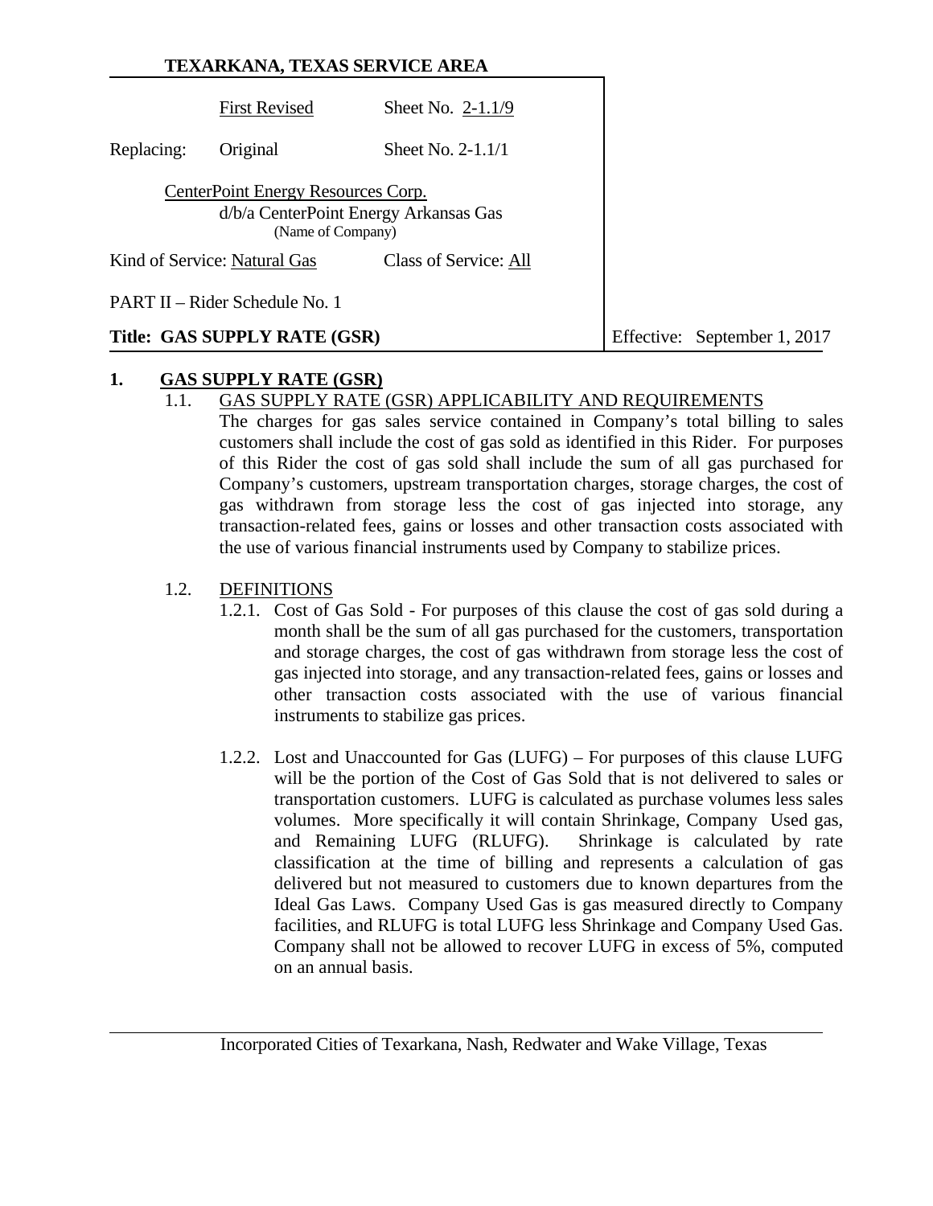**TEXARKANA, TEXAS SERVICE AREA**

| | First Revised | Sheet No. 2-1.1/9 | |
|---|---|---|---|
| Replacing: | Original | Sheet No. 2-1.1/1 | |

CenterPoint Energy Resources Corp.
d/b/a CenterPoint Energy Arkansas Gas
(Name of Company)

Kind of Service: Natural Gas     Class of Service: All

PART II – Rider Schedule No. 1

**Title: GAS SUPPLY RATE (GSR)**     Effective: September 1, 2017

## 1. GAS SUPPLY RATE (GSR)

### 1.1. GAS SUPPLY RATE (GSR) APPLICABILITY AND REQUIREMENTS

The charges for gas sales service contained in Company's total billing to sales customers shall include the cost of gas sold as identified in this Rider. For purposes of this Rider the cost of gas sold shall include the sum of all gas purchased for Company's customers, upstream transportation charges, storage charges, the cost of gas withdrawn from storage less the cost of gas injected into storage, any transaction-related fees, gains or losses and other transaction costs associated with the use of various financial instruments used by Company to stabilize prices.

### 1.2. DEFINITIONS

1.2.1. Cost of Gas Sold - For purposes of this clause the cost of gas sold during a month shall be the sum of all gas purchased for the customers, transportation and storage charges, the cost of gas withdrawn from storage less the cost of gas injected into storage, and any transaction-related fees, gains or losses and other transaction costs associated with the use of various financial instruments to stabilize gas prices.

1.2.2. Lost and Unaccounted for Gas (LUFG) – For purposes of this clause LUFG will be the portion of the Cost of Gas Sold that is not delivered to sales or transportation customers. LUFG is calculated as purchase volumes less sales volumes. More specifically it will contain Shrinkage, Company Used gas, and Remaining LUFG (RLUFG). Shrinkage is calculated by rate classification at the time of billing and represents a calculation of gas delivered but not measured to customers due to known departures from the Ideal Gas Laws. Company Used Gas is gas measured directly to Company facilities, and RLUFG is total LUFG less Shrinkage and Company Used Gas. Company shall not be allowed to recover LUFG in excess of 5%, computed on an annual basis.

Incorporated Cities of Texarkana, Nash, Redwater and Wake Village, Texas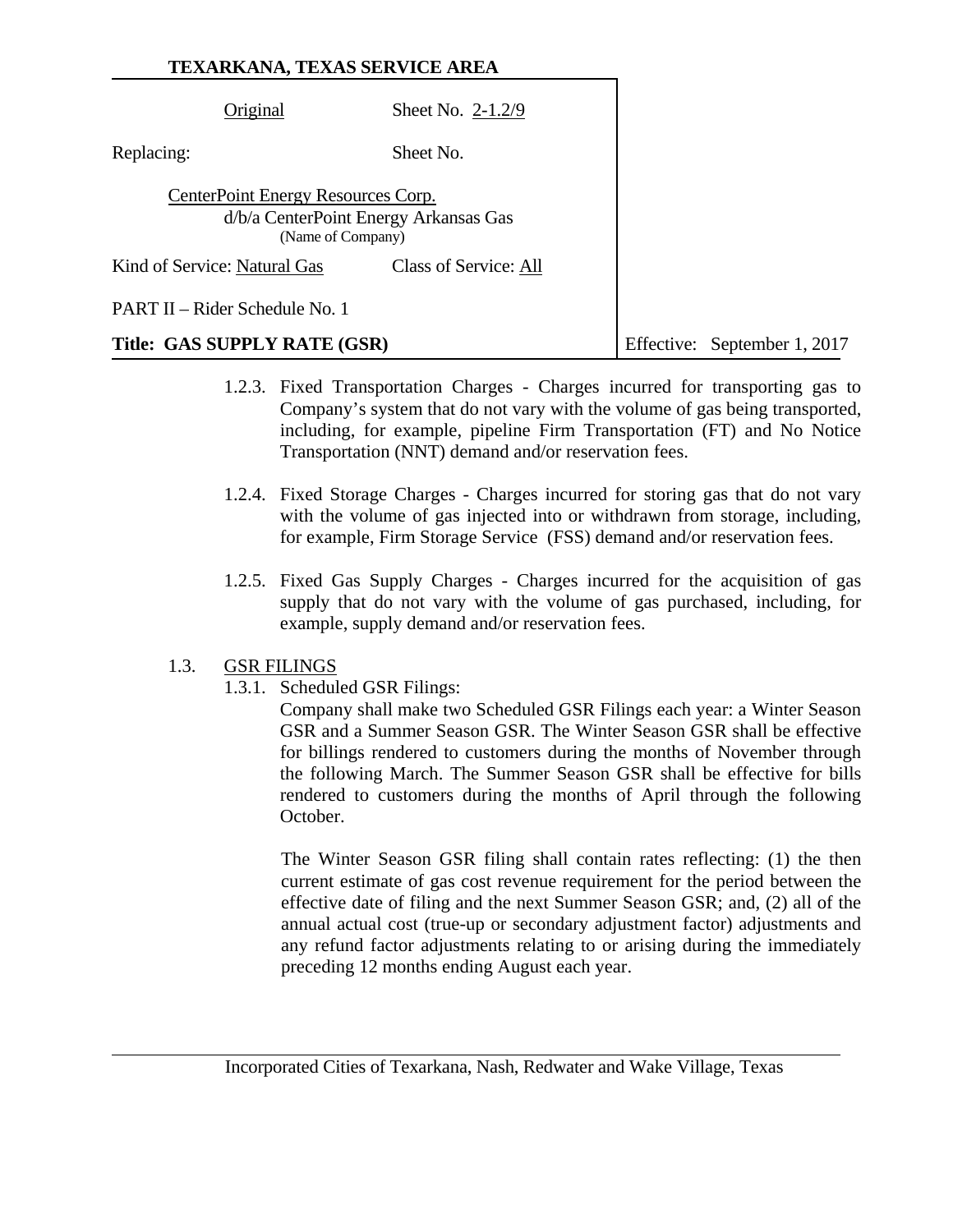1.2.3. Fixed Transportation Charges - Charges incurred for transporting gas to Company's system that do not vary with the volume of gas being transported, including, for example, pipeline Firm Transportation (FT) and No Notice Transportation (NNT) demand and/or reservation fees.

1.2.4. Fixed Storage Charges - Charges incurred for storing gas that do not vary with the volume of gas injected into or withdrawn from storage, including, for example, Firm Storage Service (FSS) demand and/or reservation fees.

1.2.5. Fixed Gas Supply Charges - Charges incurred for the acquisition of gas supply that do not vary with the volume of gas purchased, including, for example, supply demand and/or reservation fees.

1.3. GSR FILINGS

1.3.1. Scheduled GSR Filings:

Company shall make two Scheduled GSR Filings each year: a Winter Season GSR and a Summer Season GSR. The Winter Season GSR shall be effective for billings rendered to customers during the months of November through the following March. The Summer Season GSR shall be effective for bills rendered to customers during the months of April through the following October.

The Winter Season GSR filing shall contain rates reflecting: (1) the then current estimate of gas cost revenue requirement for the period between the effective date of filing and the next Summer Season GSR; and, (2) all of the annual actual cost (true-up or secondary adjustment factor) adjustments and any refund factor adjustments relating to or arising during the immediately preceding 12 months ending August each year.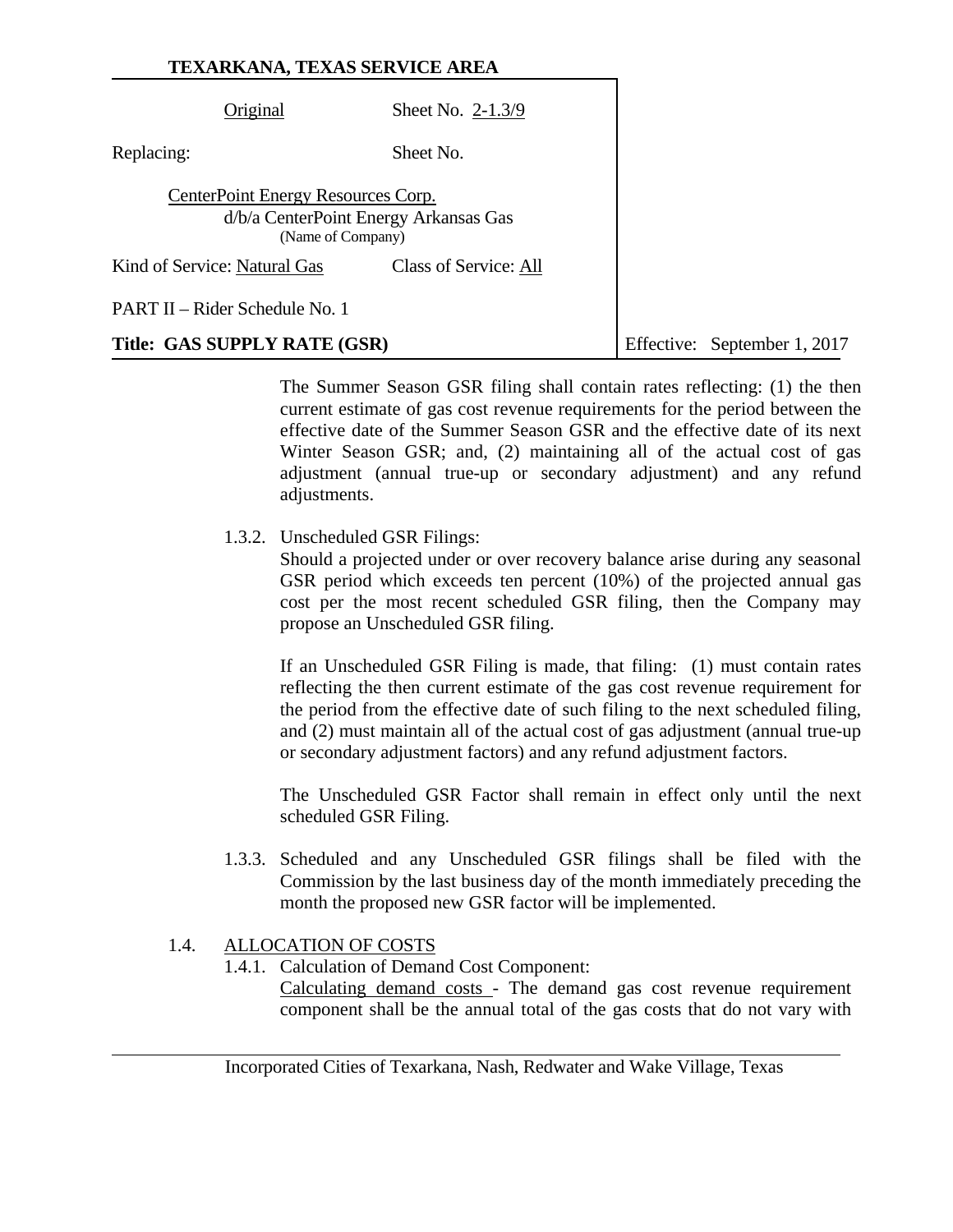The Summer Season GSR filing shall contain rates reflecting: (1) the then current estimate of gas cost revenue requirements for the period between the effective date of the Summer Season GSR and the effective date of its next Winter Season GSR; and, (2) maintaining all of the actual cost of gas adjustment (annual true-up or secondary adjustment) and any refund adjustments.

1.3.2. Unscheduled GSR Filings:

Should a projected under or over recovery balance arise during any seasonal GSR period which exceeds ten percent (10%) of the projected annual gas cost per the most recent scheduled GSR filing, then the Company may propose an Unscheduled GSR filing.

If an Unscheduled GSR Filing is made, that filing: (1) must contain rates reflecting the then current estimate of the gas cost revenue requirement for the period from the effective date of such filing to the next scheduled filing, and (2) must maintain all of the actual cost of gas adjustment (annual true-up or secondary adjustment factors) and any refund adjustment factors.

The Unscheduled GSR Factor shall remain in effect only until the next scheduled GSR Filing.

1.3.3. Scheduled and any Unscheduled GSR filings shall be filed with the Commission by the last business day of the month immediately preceding the month the proposed new GSR factor will be implemented.

1.4. ALLOCATION OF COSTS

1.4.1. Calculation of Demand Cost Component:

Calculating demand costs - The demand gas cost revenue requirement component shall be the annual total of the gas costs that do not vary with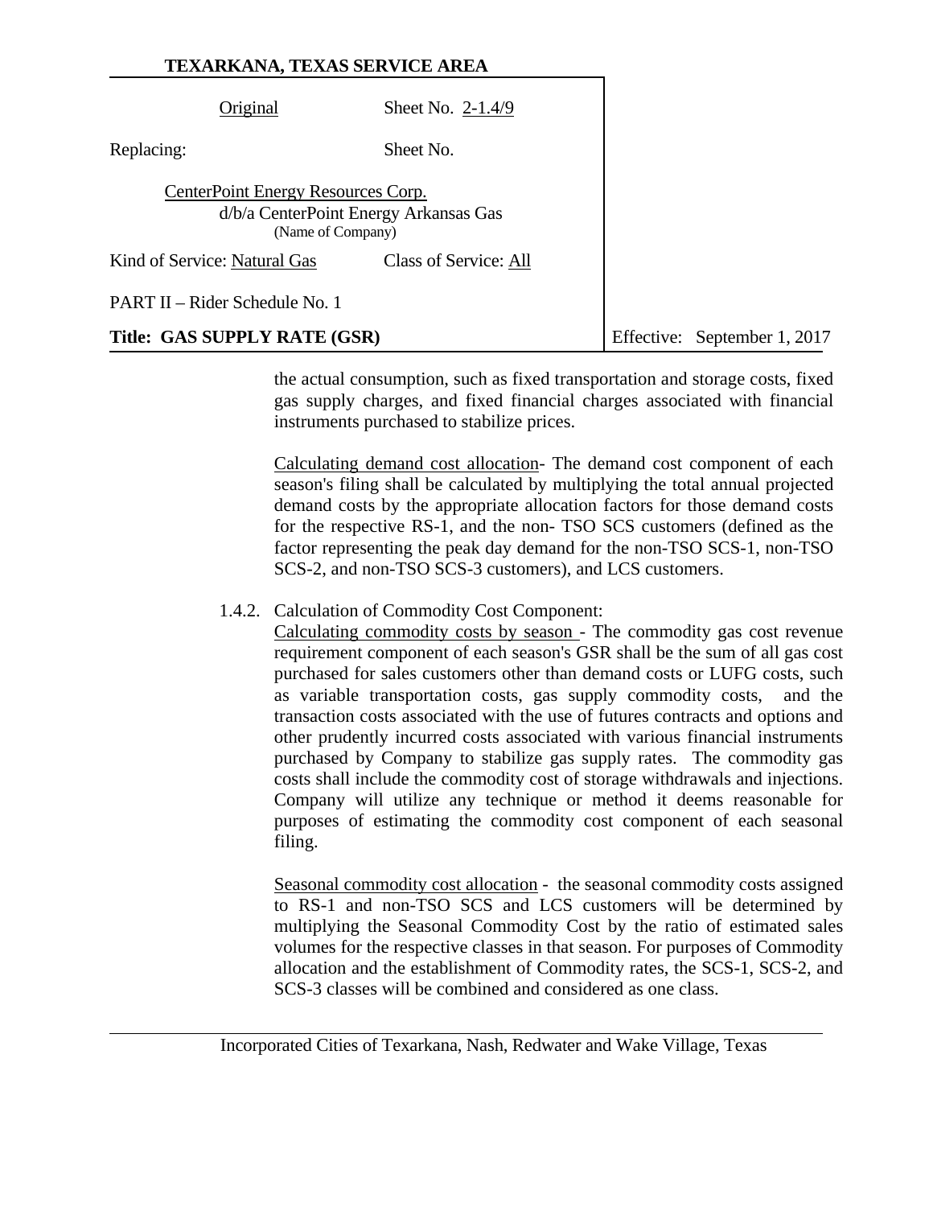the actual consumption, such as fixed transportation and storage costs, fixed gas supply charges, and fixed financial charges associated with financial instruments purchased to stabilize prices.

Calculating demand cost allocation- The demand cost component of each season's filing shall be calculated by multiplying the total annual projected demand costs by the appropriate allocation factors for those demand costs for the respective RS-1, and the non- TSO SCS customers (defined as the factor representing the peak day demand for the non-TSO SCS-1, non-TSO SCS-2, and non-TSO SCS-3 customers), and LCS customers.

1.4.2. Calculation of Commodity Cost Component:

Calculating commodity costs by season - The commodity gas cost revenue requirement component of each season's GSR shall be the sum of all gas cost purchased for sales customers other than demand costs or LUFG costs, such as variable transportation costs, gas supply commodity costs, and the transaction costs associated with the use of futures contracts and options and other prudently incurred costs associated with various financial instruments purchased by Company to stabilize gas supply rates. The commodity gas costs shall include the commodity cost of storage withdrawals and injections. Company will utilize any technique or method it deems reasonable for purposes of estimating the commodity cost component of each seasonal filing.

Seasonal commodity cost allocation - the seasonal commodity costs assigned to RS-1 and non-TSO SCS and LCS customers will be determined by multiplying the Seasonal Commodity Cost by the ratio of estimated sales volumes for the respective classes in that season. For purposes of Commodity allocation and the establishment of Commodity rates, the SCS-1, SCS-2, and SCS-3 classes will be combined and considered as one class.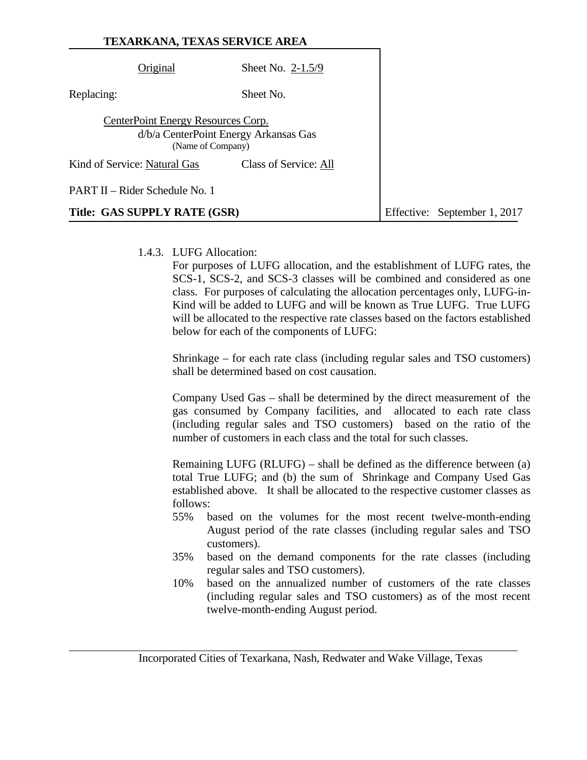**TEXARKANA, TEXAS SERVICE AREA**

| Original | Sheet No. 2-1.5/9 | |
|---|---|---|
| Replacing: | Sheet No. | |
| CenterPoint Energy Resources Corp. d/b/a CenterPoint Energy Arkansas Gas (Name of Company) | | |
| Kind of Service: Natural Gas | Class of Service: All | |
| PART II – Rider Schedule No. 1 | | |
| **Title: GAS SUPPLY RATE (GSR)** | | Effective: September 1, 2017 |

1.4.3. LUFG Allocation:

For purposes of LUFG allocation, and the establishment of LUFG rates, the SCS-1, SCS-2, and SCS-3 classes will be combined and considered as one class. For purposes of calculating the allocation percentages only, LUFG-in-Kind will be added to LUFG and will be known as True LUFG. True LUFG will be allocated to the respective rate classes based on the factors established below for each of the components of LUFG:

Shrinkage – for each rate class (including regular sales and TSO customers) shall be determined based on cost causation.

Company Used Gas – shall be determined by the direct measurement of the gas consumed by Company facilities, and allocated to each rate class (including regular sales and TSO customers) based on the ratio of the number of customers in each class and the total for such classes.

Remaining LUFG (RLUFG) – shall be defined as the difference between (a) total True LUFG; and (b) the sum of Shrinkage and Company Used Gas established above. It shall be allocated to the respective customer classes as follows:

- 55% based on the volumes for the most recent twelve-month-ending August period of the rate classes (including regular sales and TSO customers).
- 35% based on the demand components for the rate classes (including regular sales and TSO customers).
- 10% based on the annualized number of customers of the rate classes (including regular sales and TSO customers) as of the most recent twelve-month-ending August period.

Incorporated Cities of Texarkana, Nash, Redwater and Wake Village, Texas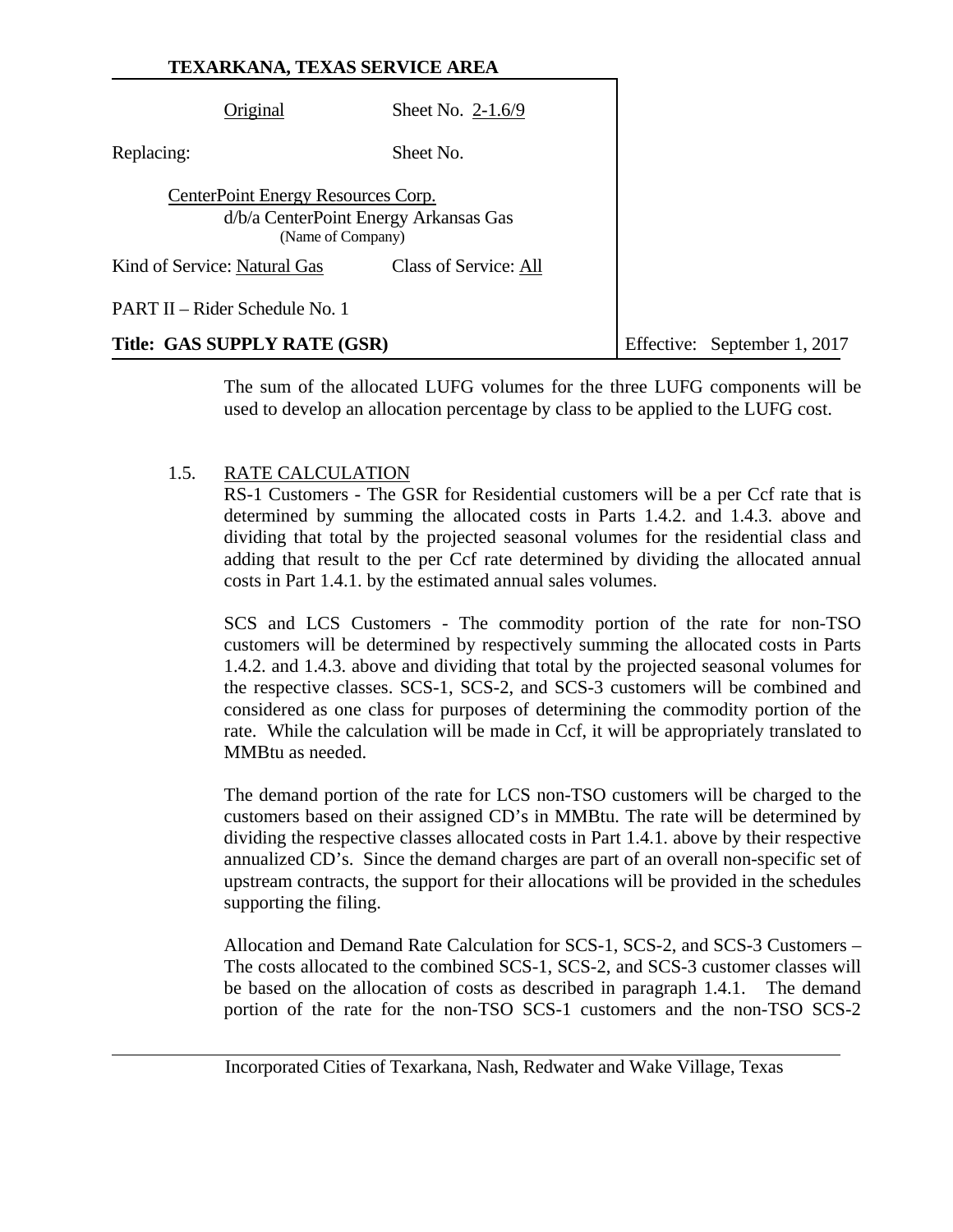The sum of the allocated LUFG volumes for the three LUFG components will be used to develop an allocation percentage by class to be applied to the LUFG cost.

### 1.5. RATE CALCULATION

RS-1 Customers - The GSR for Residential customers will be a per Ccf rate that is determined by summing the allocated costs in Parts 1.4.2. and 1.4.3. above and dividing that total by the projected seasonal volumes for the residential class and adding that result to the per Ccf rate determined by dividing the allocated annual costs in Part 1.4.1. by the estimated annual sales volumes.

SCS and LCS Customers - The commodity portion of the rate for non-TSO customers will be determined by respectively summing the allocated costs in Parts 1.4.2. and 1.4.3. above and dividing that total by the projected seasonal volumes for the respective classes. SCS-1, SCS-2, and SCS-3 customers will be combined and considered as one class for purposes of determining the commodity portion of the rate. While the calculation will be made in Ccf, it will be appropriately translated to MMBtu as needed.

The demand portion of the rate for LCS non-TSO customers will be charged to the customers based on their assigned CD's in MMBtu. The rate will be determined by dividing the respective classes allocated costs in Part 1.4.1. above by their respective annualized CD's. Since the demand charges are part of an overall non-specific set of upstream contracts, the support for their allocations will be provided in the schedules supporting the filing.

Allocation and Demand Rate Calculation for SCS-1, SCS-2, and SCS-3 Customers – The costs allocated to the combined SCS-1, SCS-2, and SCS-3 customer classes will be based on the allocation of costs as described in paragraph 1.4.1. The demand portion of the rate for the non-TSO SCS-1 customers and the non-TSO SCS-2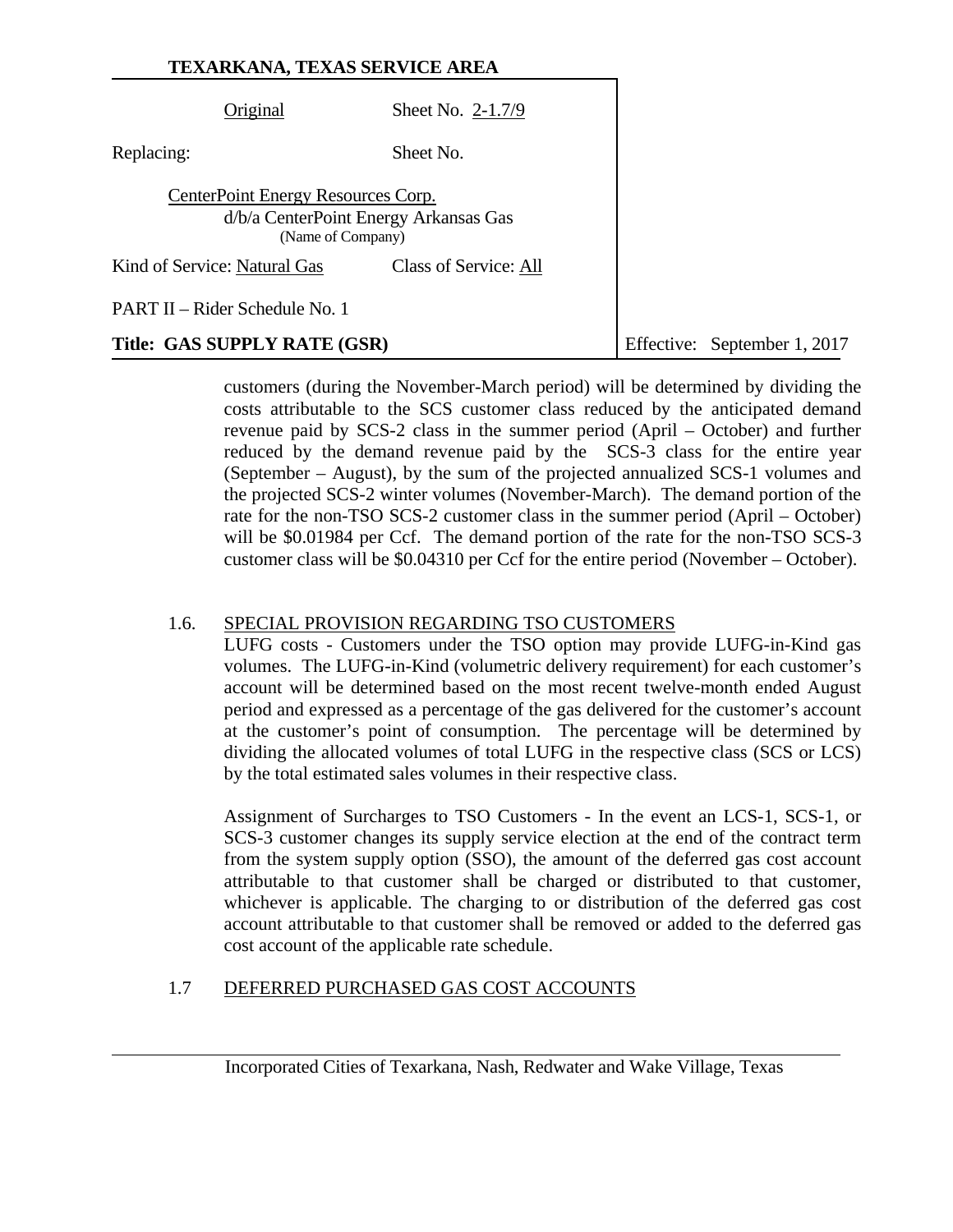customers (during the November-March period) will be determined by dividing the costs attributable to the SCS customer class reduced by the anticipated demand revenue paid by SCS-2 class in the summer period (April – October) and further reduced by the demand revenue paid by the SCS-3 class for the entire year (September – August), by the sum of the projected annualized SCS-1 volumes and the projected SCS-2 winter volumes (November-March). The demand portion of the rate for the non-TSO SCS-2 customer class in the summer period (April – October) will be $0.01984 per Ccf. The demand portion of the rate for the non-TSO SCS-3 customer class will be $0.04310 per Ccf for the entire period (November – October).

## 1.6. SPECIAL PROVISION REGARDING TSO CUSTOMERS

LUFG costs - Customers under the TSO option may provide LUFG-in-Kind gas volumes. The LUFG-in-Kind (volumetric delivery requirement) for each customer's account will be determined based on the most recent twelve-month ended August period and expressed as a percentage of the gas delivered for the customer's account at the customer's point of consumption. The percentage will be determined by dividing the allocated volumes of total LUFG in the respective class (SCS or LCS) by the total estimated sales volumes in their respective class.

Assignment of Surcharges to TSO Customers - In the event an LCS-1, SCS-1, or SCS-3 customer changes its supply service election at the end of the contract term from the system supply option (SSO), the amount of the deferred gas cost account attributable to that customer shall be charged or distributed to that customer, whichever is applicable. The charging to or distribution of the deferred gas cost account attributable to that customer shall be removed or added to the deferred gas cost account of the applicable rate schedule.

## 1.7 DEFERRED PURCHASED GAS COST ACCOUNTS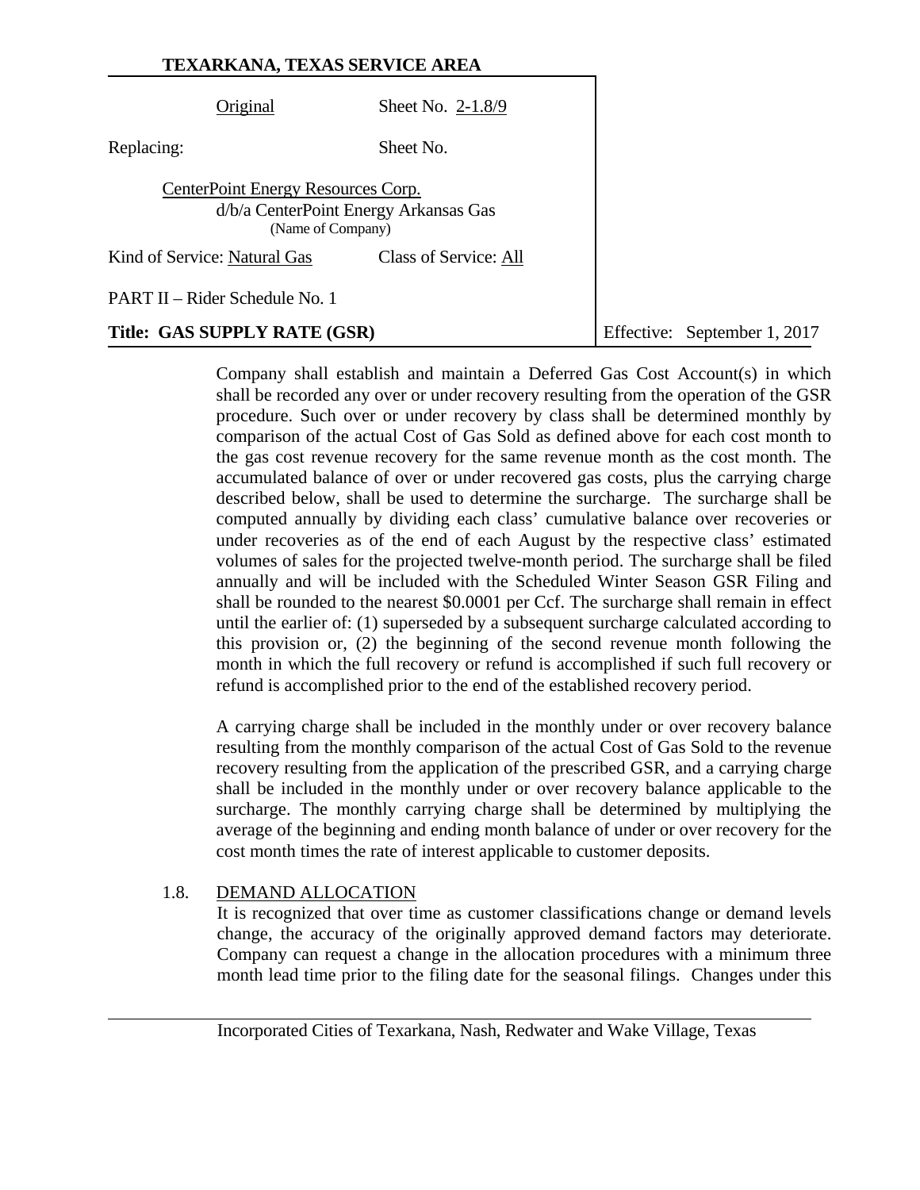Company shall establish and maintain a Deferred Gas Cost Account(s) in which shall be recorded any over or under recovery resulting from the operation of the GSR procedure. Such over or under recovery by class shall be determined monthly by comparison of the actual Cost of Gas Sold as defined above for each cost month to the gas cost revenue recovery for the same revenue month as the cost month. The accumulated balance of over or under recovered gas costs, plus the carrying charge described below, shall be used to determine the surcharge. The surcharge shall be computed annually by dividing each class' cumulative balance over recoveries or under recoveries as of the end of each August by the respective class' estimated volumes of sales for the projected twelve-month period. The surcharge shall be filed annually and will be included with the Scheduled Winter Season GSR Filing and shall be rounded to the nearest $0.0001 per Ccf. The surcharge shall remain in effect until the earlier of: (1) superseded by a subsequent surcharge calculated according to this provision or, (2) the beginning of the second revenue month following the month in which the full recovery or refund is accomplished if such full recovery or refund is accomplished prior to the end of the established recovery period.

A carrying charge shall be included in the monthly under or over recovery balance resulting from the monthly comparison of the actual Cost of Gas Sold to the revenue recovery resulting from the application of the prescribed GSR, and a carrying charge shall be included in the monthly under or over recovery balance applicable to the surcharge. The monthly carrying charge shall be determined by multiplying the average of the beginning and ending month balance of under or over recovery for the cost month times the rate of interest applicable to customer deposits.

1.8. DEMAND ALLOCATION

It is recognized that over time as customer classifications change or demand levels change, the accuracy of the originally approved demand factors may deteriorate. Company can request a change in the allocation procedures with a minimum three month lead time prior to the filing date for the seasonal filings. Changes under this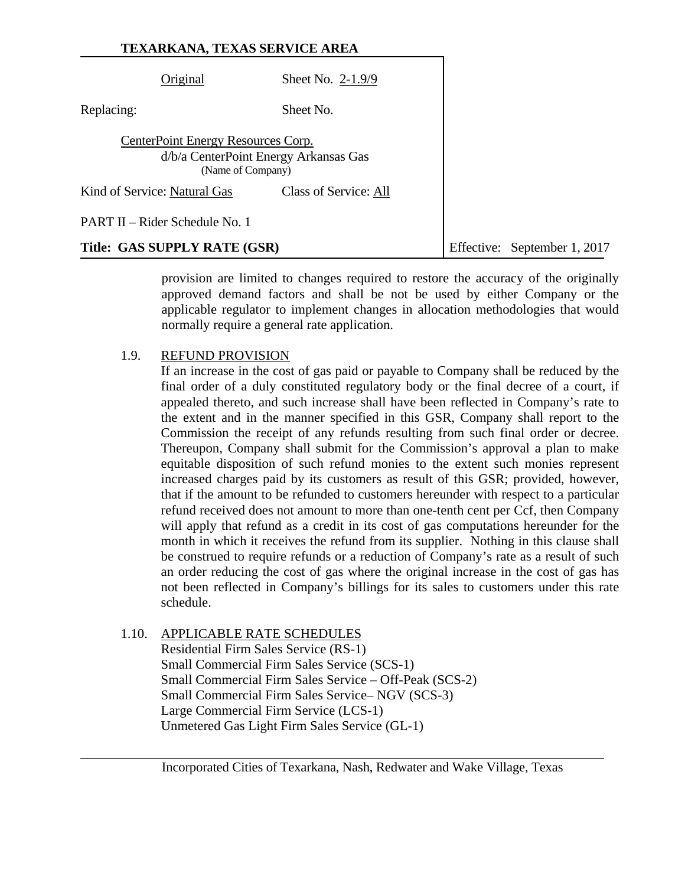provision are limited to changes required to restore the accuracy of the originally approved demand factors and shall be not be used by either Company or the applicable regulator to implement changes in allocation methodologies that would normally require a general rate application.

1.9. REFUND PROVISION

If an increase in the cost of gas paid or payable to Company shall be reduced by the final order of a duly constituted regulatory body or the final decree of a court, if appealed thereto, and such increase shall have been reflected in Company's rate to the extent and in the manner specified in this GSR, Company shall report to the Commission the receipt of any refunds resulting from such final order or decree. Thereupon, Company shall submit for the Commission's approval a plan to make equitable disposition of such refund monies to the extent such monies represent increased charges paid by its customers as result of this GSR; provided, however, that if the amount to be refunded to customers hereunder with respect to a particular refund received does not amount to more than one-tenth cent per Ccf, then Company will apply that refund as a credit in its cost of gas computations hereunder for the month in which it receives the refund from its supplier. Nothing in this clause shall be construed to require refunds or a reduction of Company's rate as a result of such an order reducing the cost of gas where the original increase in the cost of gas has not been reflected in Company's billings for its sales to customers under this rate schedule.

1.10. APPLICABLE RATE SCHEDULES

Residential Firm Sales Service (RS-1)
Small Commercial Firm Sales Service (SCS-1)
Small Commercial Firm Sales Service – Off-Peak (SCS-2)
Small Commercial Firm Sales Service– NGV (SCS-3)
Large Commercial Firm Service (LCS-1)
Unmetered Gas Light Firm Sales Service (GL-1)